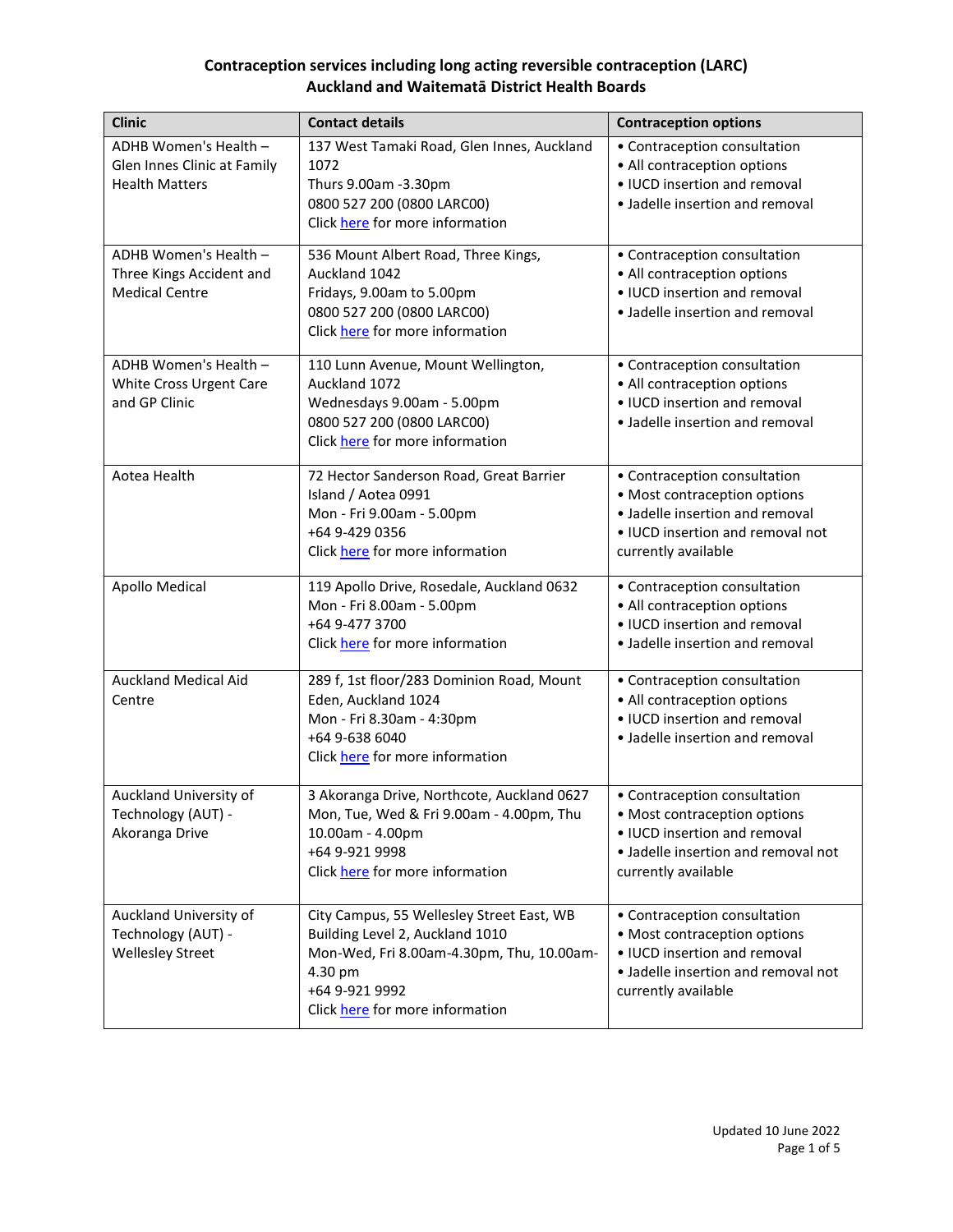# Contraception services including long acting reversible contraception (LARC)
## Auckland and Waitematā District Health Boards

| Clinic | Contact details | Contraception options |
|---|---|---|
| ADHB Women's Health – Glen Innes Clinic at Family Health Matters | 137 West Tamaki Road, Glen Innes, Auckland 1072<br>Thurs 9.00am -3.30pm<br>0800 527 200 (0800 LARC00)<br>Click here for more information | • Contraception consultation<br>• All contraception options<br>• IUCD insertion and removal<br>• Jadelle insertion and removal |
| ADHB Women's Health – Three Kings Accident and Medical Centre | 536 Mount Albert Road, Three Kings, Auckland 1042<br>Fridays, 9.00am to 5.00pm<br>0800 527 200 (0800 LARC00)<br>Click here for more information | • Contraception consultation<br>• All contraception options<br>• IUCD insertion and removal<br>• Jadelle insertion and removal |
| ADHB Women's Health – White Cross Urgent Care and GP Clinic | 110 Lunn Avenue, Mount Wellington, Auckland 1072<br>Wednesdays 9.00am - 5.00pm<br>0800 527 200 (0800 LARC00)<br>Click here for more information | • Contraception consultation<br>• All contraception options<br>• IUCD insertion and removal<br>• Jadelle insertion and removal |
| Aotea Health | 72 Hector Sanderson Road, Great Barrier Island / Aotea 0991<br>Mon - Fri 9.00am - 5.00pm<br>+64 9-429 0356<br>Click here for more information | • Contraception consultation<br>• Most contraception options<br>• Jadelle insertion and removal<br>• IUCD insertion and removal not currently available |
| Apollo Medical | 119 Apollo Drive, Rosedale, Auckland 0632<br>Mon - Fri 8.00am - 5.00pm<br>+64 9-477 3700<br>Click here for more information | • Contraception consultation<br>• All contraception options<br>• IUCD insertion and removal<br>• Jadelle insertion and removal |
| Auckland Medical Aid Centre | 289 f, 1st floor/283 Dominion Road, Mount Eden, Auckland 1024<br>Mon - Fri 8.30am - 4:30pm<br>+64 9-638 6040<br>Click here for more information | • Contraception consultation<br>• All contraception options<br>• IUCD insertion and removal<br>• Jadelle insertion and removal |
| Auckland University of Technology (AUT) - Akoranga Drive | 3 Akoranga Drive, Northcote, Auckland 0627<br>Mon, Tue, Wed & Fri 9.00am - 4.00pm, Thu 10.00am - 4.00pm<br>+64 9-921 9998<br>Click here for more information | • Contraception consultation<br>• Most contraception options<br>• IUCD insertion and removal<br>• Jadelle insertion and removal not currently available |
| Auckland University of Technology (AUT) - Wellesley Street | City Campus, 55 Wellesley Street East, WB Building Level 2, Auckland 1010<br>Mon-Wed, Fri 8.00am-4.30pm, Thu, 10.00am-4.30 pm<br>+64 9-921 9992<br>Click here for more information | • Contraception consultation<br>• Most contraception options<br>• IUCD insertion and removal<br>• Jadelle insertion and removal not currently available |

Updated 10 June 2022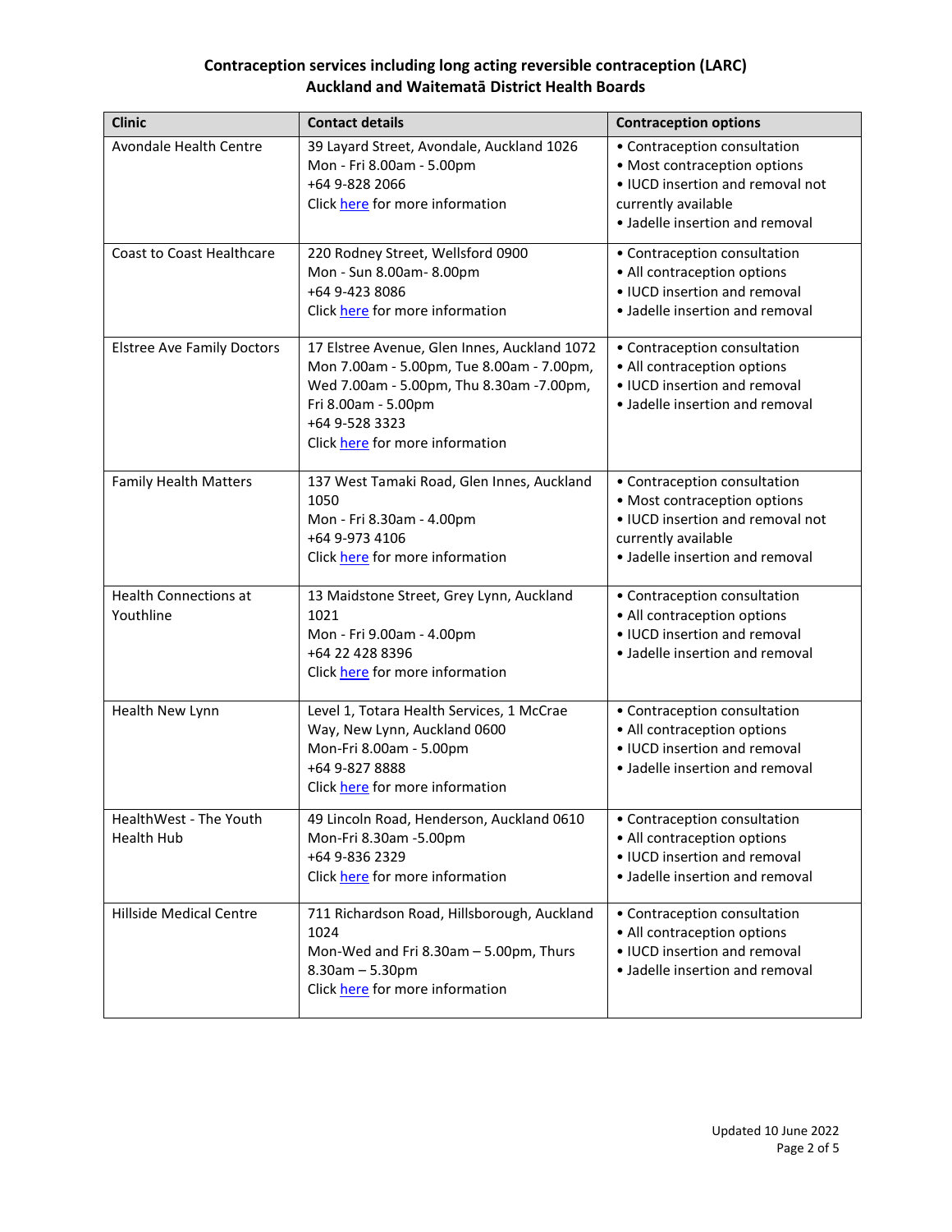**Contraception services including long acting reversible contraception (LARC)**
**Auckland and Waitematā District Health Boards**

| Clinic | Contact details | Contraception options |
| --- | --- | --- |
| Avondale Health Centre | 39 Layard Street, Avondale, Auckland 1026<br>Mon - Fri 8.00am - 5.00pm<br>+64 9-828 2066<br>Click here for more information | • Contraception consultation<br>• Most contraception options<br>• IUCD insertion and removal not currently available<br>• Jadelle insertion and removal |
| Coast to Coast Healthcare | 220 Rodney Street, Wellsford 0900<br>Mon - Sun 8.00am- 8.00pm<br>+64 9-423 8086<br>Click here for more information | • Contraception consultation<br>• All contraception options<br>• IUCD insertion and removal<br>• Jadelle insertion and removal |
| Elstree Ave Family Doctors | 17 Elstree Avenue, Glen Innes, Auckland 1072<br>Mon 7.00am - 5.00pm, Tue 8.00am - 7.00pm, Wed 7.00am - 5.00pm, Thu 8.30am -7.00pm, Fri 8.00am - 5.00pm<br>+64 9-528 3323<br>Click here for more information | • Contraception consultation<br>• All contraception options<br>• IUCD insertion and removal<br>• Jadelle insertion and removal |
| Family Health Matters | 137 West Tamaki Road, Glen Innes, Auckland 1050<br>Mon - Fri 8.30am - 4.00pm<br>+64 9-973 4106<br>Click here for more information | • Contraception consultation<br>• Most contraception options<br>• IUCD insertion and removal not currently available<br>• Jadelle insertion and removal |
| Health Connections at Youthline | 13 Maidstone Street, Grey Lynn, Auckland 1021<br>Mon - Fri 9.00am - 4.00pm<br>+64 22 428 8396<br>Click here for more information | • Contraception consultation<br>• All contraception options<br>• IUCD insertion and removal<br>• Jadelle insertion and removal |
| Health New Lynn | Level 1, Totara Health Services, 1 McCrae Way, New Lynn, Auckland 0600<br>Mon-Fri 8.00am - 5.00pm<br>+64 9-827 8888<br>Click here for more information | • Contraception consultation<br>• All contraception options<br>• IUCD insertion and removal<br>• Jadelle insertion and removal |
| HealthWest - The Youth Health Hub | 49 Lincoln Road, Henderson, Auckland 0610<br>Mon-Fri 8.30am -5.00pm<br>+64 9-836 2329<br>Click here for more information | • Contraception consultation<br>• All contraception options<br>• IUCD insertion and removal<br>• Jadelle insertion and removal |
| Hillside Medical Centre | 711 Richardson Road, Hillsborough, Auckland 1024<br>Mon-Wed and Fri 8.30am – 5.00pm, Thurs 8.30am – 5.30pm<br>Click here for more information | • Contraception consultation<br>• All contraception options<br>• IUCD insertion and removal<br>• Jadelle insertion and removal |

Updated 10 June 2022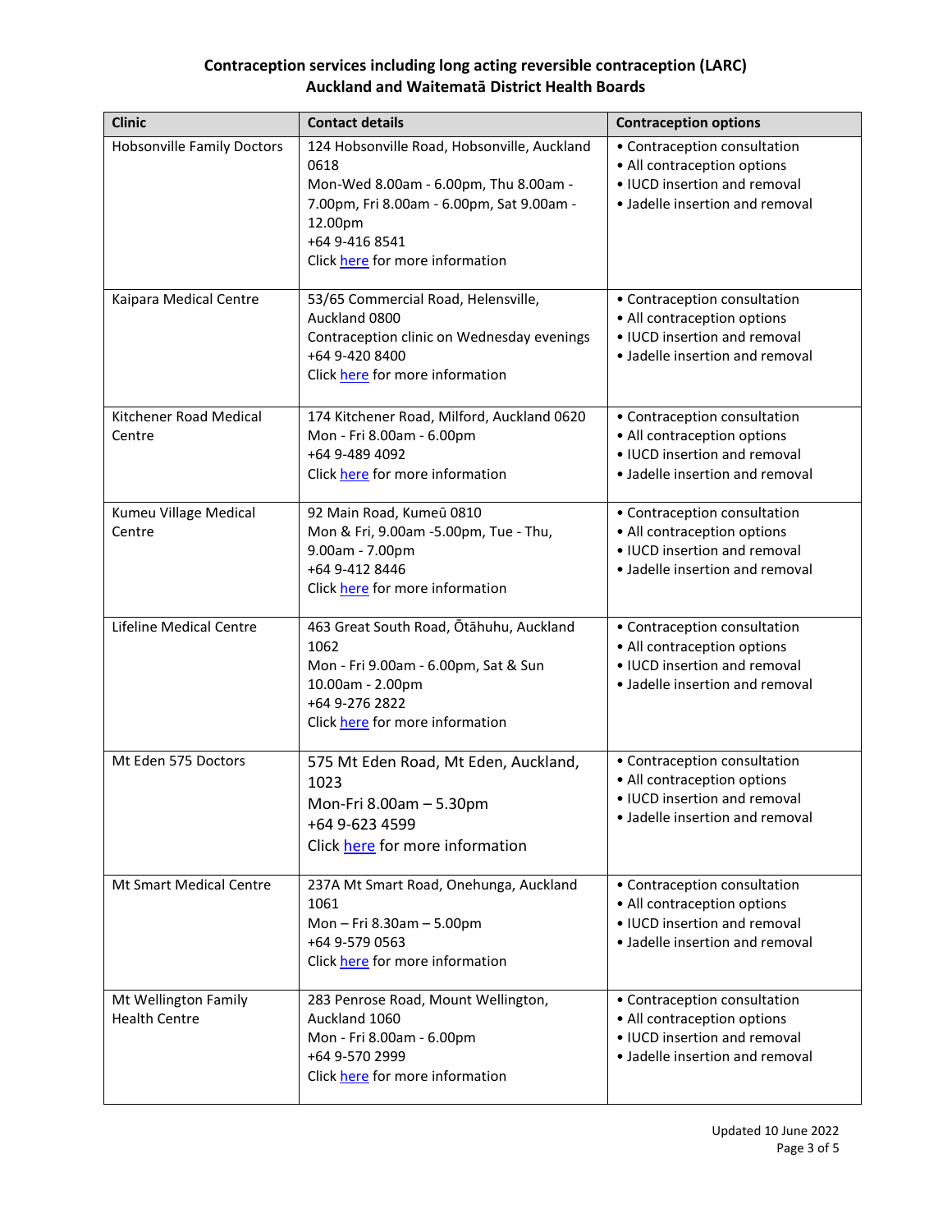**Contraception services including long acting reversible contraception (LARC)**
**Auckland and Waitematā District Health Boards**

| Clinic | Contact details | Contraception options |
|---|---|---|
| Hobsonville Family Doctors | 124 Hobsonville Road, Hobsonville, Auckland 0618<br>Mon-Wed 8.00am - 6.00pm, Thu 8.00am - 7.00pm, Fri 8.00am - 6.00pm, Sat 9.00am - 12.00pm<br>+64 9-416 8541<br>Click here for more information | • Contraception consultation<br>• All contraception options<br>• IUCD insertion and removal<br>• Jadelle insertion and removal |
| Kaipara Medical Centre | 53/65 Commercial Road, Helensville, Auckland 0800<br>Contraception clinic on Wednesday evenings<br>+64 9-420 8400<br>Click here for more information | • Contraception consultation<br>• All contraception options<br>• IUCD insertion and removal<br>• Jadelle insertion and removal |
| Kitchener Road Medical Centre | 174 Kitchener Road, Milford, Auckland 0620<br>Mon - Fri 8.00am - 6.00pm<br>+64 9-489 4092<br>Click here for more information | • Contraception consultation<br>• All contraception options<br>• IUCD insertion and removal<br>• Jadelle insertion and removal |
| Kumeu Village Medical Centre | 92 Main Road, Kumeū 0810<br>Mon & Fri, 9.00am -5.00pm, Tue - Thu, 9.00am - 7.00pm<br>+64 9-412 8446<br>Click here for more information | • Contraception consultation<br>• All contraception options<br>• IUCD insertion and removal<br>• Jadelle insertion and removal |
| Lifeline Medical Centre | 463 Great South Road, Ōtāhuhu, Auckland 1062<br>Mon - Fri 9.00am - 6.00pm, Sat & Sun 10.00am - 2.00pm<br>+64 9-276 2822<br>Click here for more information | • Contraception consultation<br>• All contraception options<br>• IUCD insertion and removal<br>• Jadelle insertion and removal |
| Mt Eden 575 Doctors | 575 Mt Eden Road, Mt Eden, Auckland, 1023<br>Mon-Fri 8.00am – 5.30pm<br>+64 9-623 4599<br>Click here for more information | • Contraception consultation<br>• All contraception options<br>• IUCD insertion and removal<br>• Jadelle insertion and removal |
| Mt Smart Medical Centre | 237A Mt Smart Road, Onehunga, Auckland 1061<br>Mon – Fri 8.30am – 5.00pm<br>+64 9-579 0563<br>Click here for more information | • Contraception consultation<br>• All contraception options<br>• IUCD insertion and removal<br>• Jadelle insertion and removal |
| Mt Wellington Family Health Centre | 283 Penrose Road, Mount Wellington, Auckland 1060<br>Mon - Fri 8.00am - 6.00pm<br>+64 9-570 2999<br>Click here for more information | • Contraception consultation<br>• All contraception options<br>• IUCD insertion and removal<br>• Jadelle insertion and removal |

Updated 10 June 2022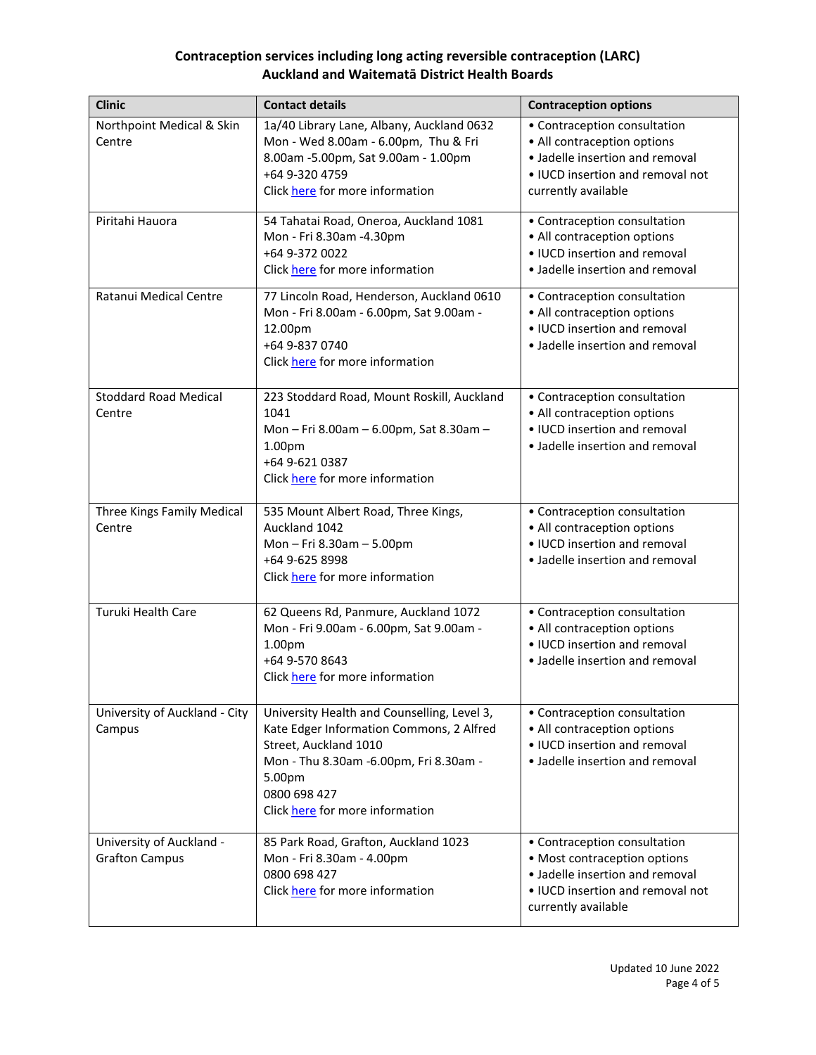**Contraception services including long acting reversible contraception (LARC)**
**Auckland and Waitematā District Health Boards**

| Clinic | Contact details | Contraception options |
|---|---|---|
| Northpoint Medical & Skin Centre | 1a/40 Library Lane, Albany, Auckland 0632<br>Mon - Wed 8.00am - 6.00pm, Thu & Fri 8.00am -5.00pm, Sat 9.00am - 1.00pm<br>+64 9-320 4759<br>Click here for more information | • Contraception consultation<br>• All contraception options<br>• Jadelle insertion and removal<br>• IUCD insertion and removal not currently available |
| Piritahi Hauora | 54 Tahatai Road, Oneroa, Auckland 1081<br>Mon - Fri 8.30am -4.30pm<br>+64 9-372 0022<br>Click here for more information | • Contraception consultation<br>• All contraception options<br>• IUCD insertion and removal<br>• Jadelle insertion and removal |
| Ratanui Medical Centre | 77 Lincoln Road, Henderson, Auckland 0610<br>Mon - Fri 8.00am - 6.00pm, Sat 9.00am - 12.00pm<br>+64 9-837 0740<br>Click here for more information | • Contraception consultation<br>• All contraception options<br>• IUCD insertion and removal<br>• Jadelle insertion and removal |
| Stoddard Road Medical Centre | 223 Stoddard Road, Mount Roskill, Auckland 1041<br>Mon – Fri 8.00am – 6.00pm, Sat 8.30am – 1.00pm<br>+64 9-621 0387<br>Click here for more information | • Contraception consultation<br>• All contraception options<br>• IUCD insertion and removal<br>• Jadelle insertion and removal |
| Three Kings Family Medical Centre | 535 Mount Albert Road, Three Kings, Auckland 1042<br>Mon – Fri 8.30am – 5.00pm<br>+64 9-625 8998<br>Click here for more information | • Contraception consultation<br>• All contraception options<br>• IUCD insertion and removal<br>• Jadelle insertion and removal |
| Turuki Health Care | 62 Queens Rd, Panmure, Auckland 1072<br>Mon - Fri 9.00am - 6.00pm, Sat 9.00am - 1.00pm<br>+64 9-570 8643<br>Click here for more information | • Contraception consultation<br>• All contraception options<br>• IUCD insertion and removal<br>• Jadelle insertion and removal |
| University of Auckland - City Campus | University Health and Counselling, Level 3, Kate Edger Information Commons, 2 Alfred Street, Auckland 1010<br>Mon - Thu 8.30am -6.00pm, Fri 8.30am - 5.00pm<br>0800 698 427<br>Click here for more information | • Contraception consultation<br>• All contraception options<br>• IUCD insertion and removal<br>• Jadelle insertion and removal |
| University of Auckland - Grafton Campus | 85 Park Road, Grafton, Auckland 1023<br>Mon - Fri 8.30am - 4.00pm<br>0800 698 427<br>Click here for more information | • Contraception consultation<br>• Most contraception options<br>• Jadelle insertion and removal<br>• IUCD insertion and removal not currently available |

Updated 10 June 2022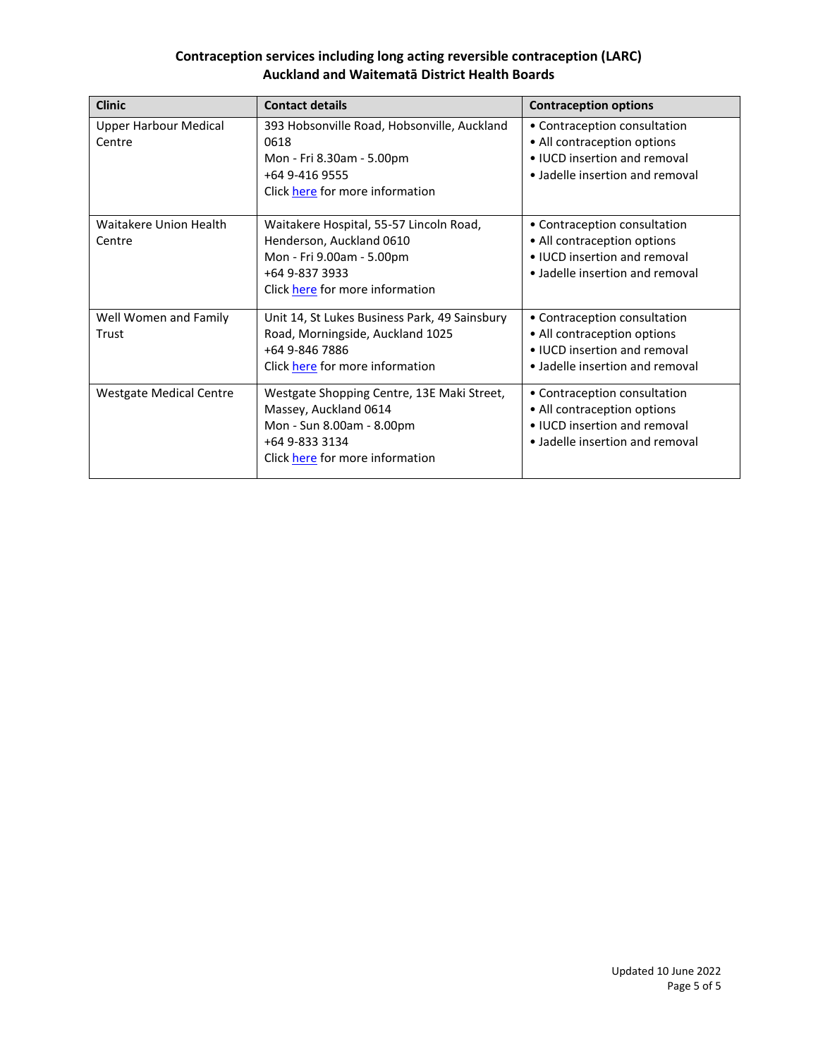**Contraception services including long acting reversible contraception (LARC)**
**Auckland and Waitematā District Health Boards**

| Clinic | Contact details | Contraception options |
|---|---|---|
| Upper Harbour Medical Centre | 393 Hobsonville Road, Hobsonville, Auckland 0618<br>Mon - Fri 8.30am - 5.00pm<br>+64 9-416 9555<br>Click here for more information | • Contraception consultation<br>• All contraception options<br>• IUCD insertion and removal<br>• Jadelle insertion and removal |
| Waitakere Union Health Centre | Waitakere Hospital, 55-57 Lincoln Road, Henderson, Auckland 0610<br>Mon - Fri 9.00am - 5.00pm<br>+64 9-837 3933<br>Click here for more information | • Contraception consultation<br>• All contraception options<br>• IUCD insertion and removal<br>• Jadelle insertion and removal |
| Well Women and Family Trust | Unit 14, St Lukes Business Park, 49 Sainsbury Road, Morningside, Auckland 1025<br>+64 9-846 7886<br>Click here for more information | • Contraception consultation<br>• All contraception options<br>• IUCD insertion and removal<br>• Jadelle insertion and removal |
| Westgate Medical Centre | Westgate Shopping Centre, 13E Maki Street, Massey, Auckland 0614<br>Mon - Sun 8.00am - 8.00pm<br>+64 9-833 3134<br>Click here for more information | • Contraception consultation<br>• All contraception options<br>• IUCD insertion and removal<br>• Jadelle insertion and removal |

Updated 10 June 2022